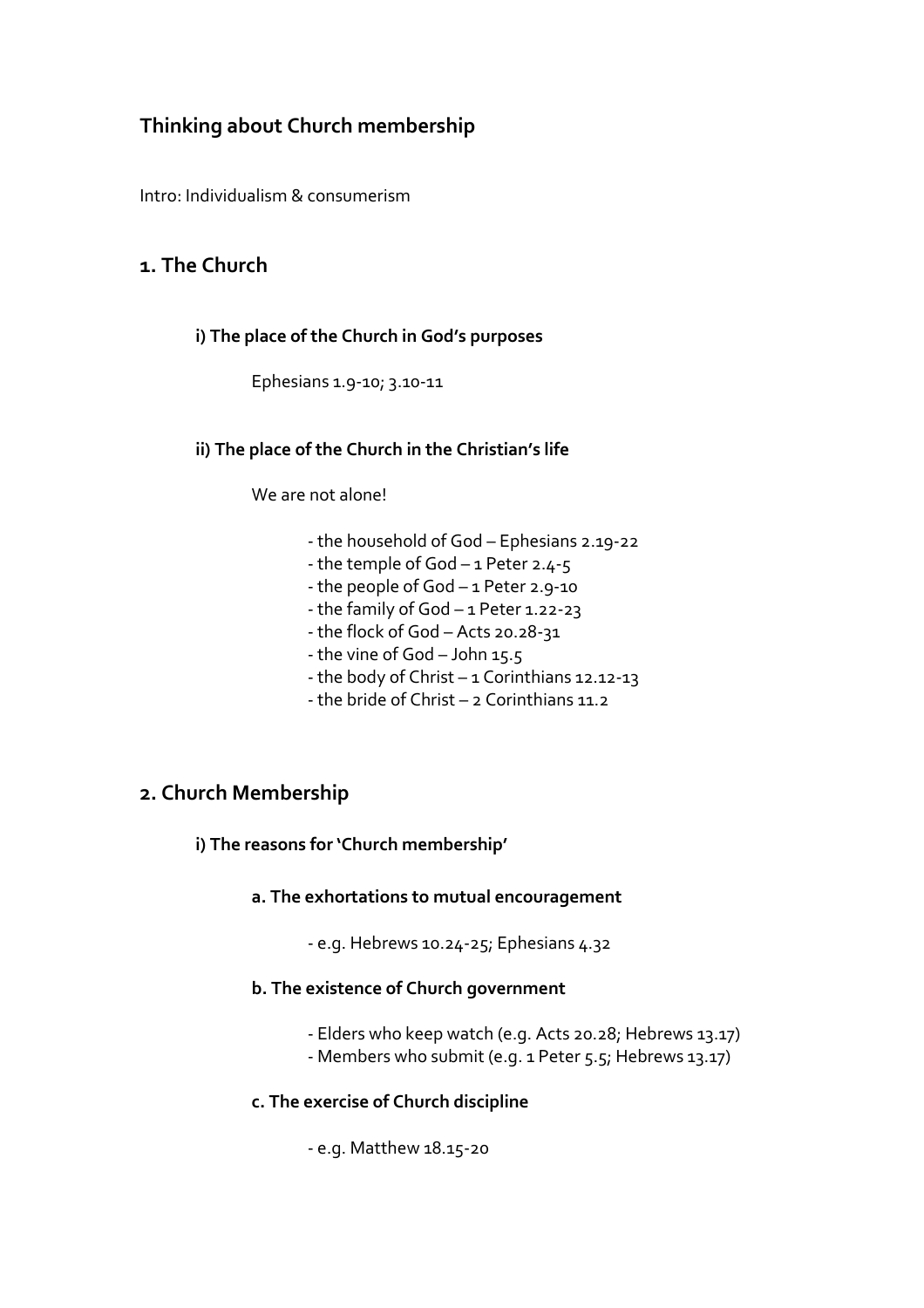# Thinking about Church membership

Intro: Individualism & consumerism

## 1. The Church

### i) The place of the Church in God's purposes

Ephesians 1.9-10; 3.10-11

### ii) The place of the Church in the Christian's life

We are not alone!

- the household of God – Ephesians 2.19-22
- the temple of God – 1 Peter 2.4-5
- the people of God – 1 Peter 2.9-10
- the family of God – 1 Peter 1.22-23
- the flock of God – Acts 20.28-31
- the vine of God – John 15.5
- the body of Christ – 1 Corinthians 12.12-13
- the bride of Christ – 2 Corinthians 11.2

## 2. Church Membership

### i) The reasons for 'Church membership'

#### a. The exhortations to mutual encouragement

- e.g. Hebrews 10.24-25; Ephesians 4.32

#### b. The existence of Church government

- Elders who keep watch (e.g. Acts 20.28; Hebrews 13.17)
- Members who submit (e.g. 1 Peter 5.5; Hebrews 13.17)

#### c. The exercise of Church discipline

- e.g. Matthew 18.15-20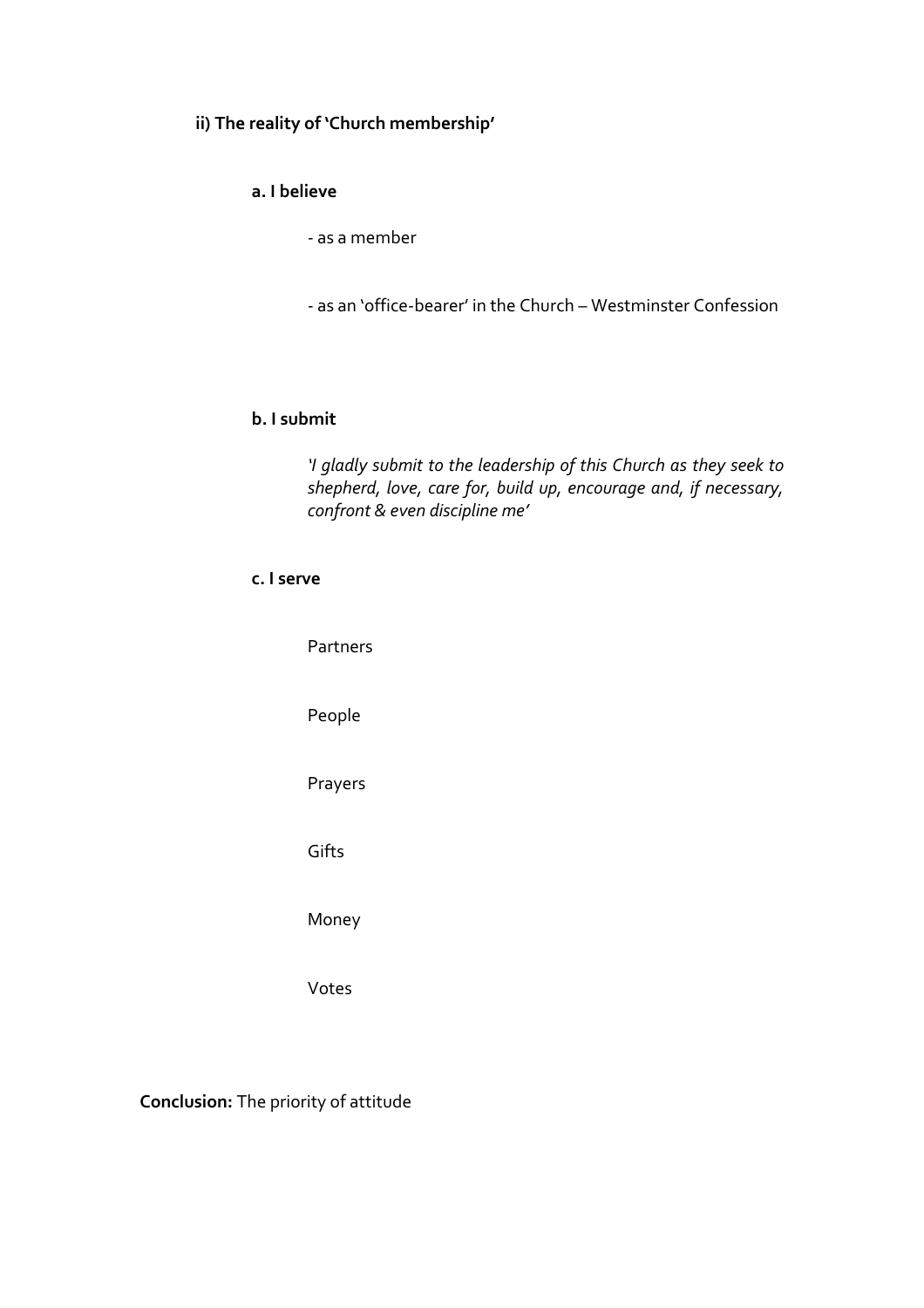**ii) The reality of 'Church membership'**

**a. I believe**

- as a member

- as an 'office-bearer' in the Church – Westminster Confession

**b. I submit**

*'I gladly submit to the leadership of this Church as they seek to shepherd, love, care for, build up, encourage and, if necessary, confront & even discipline me'*

**c. I serve**

Partners

People

Prayers

Gifts

Money

Votes

**Conclusion:** The priority of attitude